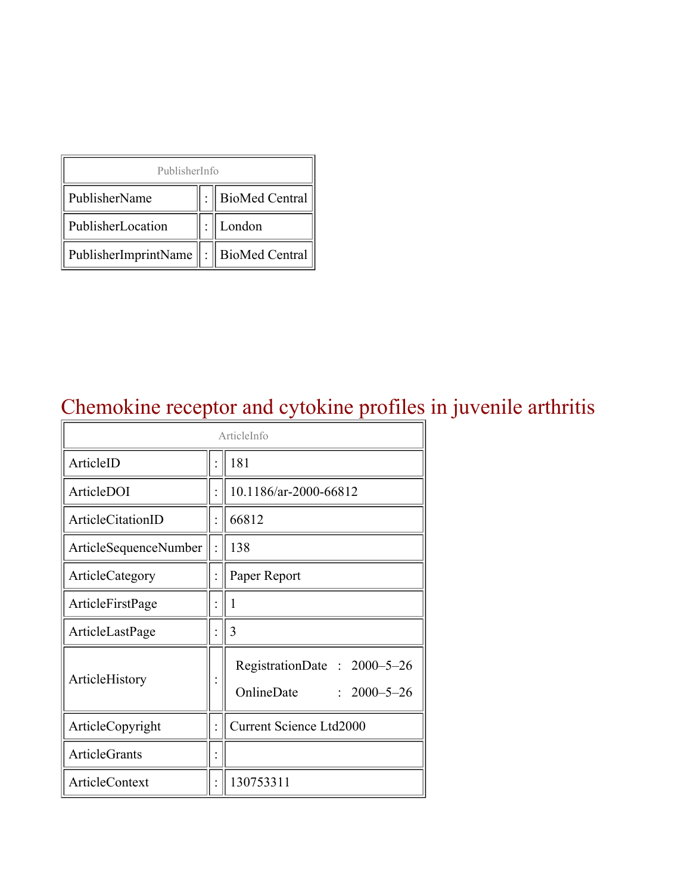| PublisherInfo | | |
|---|---|---|
| PublisherName | : | BioMed Central |
| PublisherLocation | : | London |
| PublisherImprintName | : | BioMed Central |

# Chemokine receptor and cytokine profiles in juvenile arthritis

| ArticleInfo | | |
|---|---|---|
| ArticleID | : | 181 |
| ArticleDOI | : | 10.1186/ar-2000-66812 |
| ArticleCitationID | : | 66812 |
| ArticleSequenceNumber | : | 138 |
| ArticleCategory | : | Paper Report |
| ArticleFirstPage | : | 1 |
| ArticleLastPage | : | 3 |
| ArticleHistory | : | RegistrationDate : 2000–5–26<br>OnlineDate : 2000–5–26 |
| ArticleCopyright | : | Current Science Ltd2000 |
| ArticleGrants | : | |
| ArticleContext | : | 130753311 |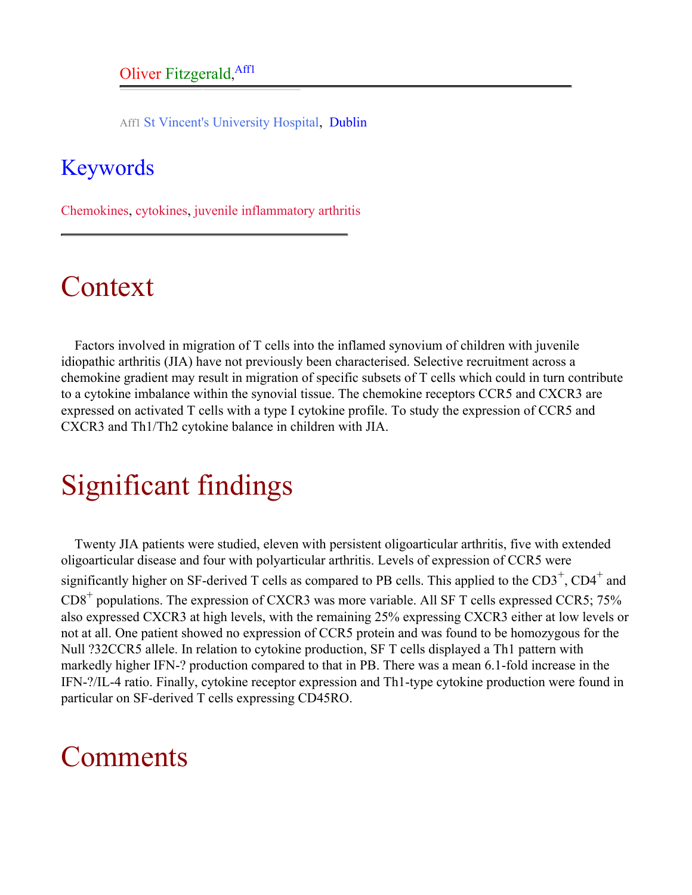Oliver Fitzgerald,[Aff1]

Aff1 St Vincent's University Hospital, Dublin

## Keywords

Chemokines, cytokines, juvenile inflammatory arthritis

# Context

Factors involved in migration of T cells into the inflamed synovium of children with juvenile idiopathic arthritis (JIA) have not previously been characterised. Selective recruitment across a chemokine gradient may result in migration of specific subsets of T cells which could in turn contribute to a cytokine imbalance within the synovial tissue. The chemokine receptors CCR5 and CXCR3 are expressed on activated T cells with a type I cytokine profile. To study the expression of CCR5 and CXCR3 and Th1/Th2 cytokine balance in children with JIA.

# Significant findings

Twenty JIA patients were studied, eleven with persistent oligoarticular arthritis, five with extended oligoarticular disease and four with polyarticular arthritis. Levels of expression of CCR5 were significantly higher on SF-derived T cells as compared to PB cells. This applied to the $CD3^+$, $CD4^+$ and $CD8^+$ populations. The expression of CXCR3 was more variable. All SF T cells expressed CCR5; 75% also expressed CXCR3 at high levels, with the remaining 25% expressing CXCR3 either at low levels or not at all. One patient showed no expression of CCR5 protein and was found to be homozygous for the Null ?32CCR5 allele. In relation to cytokine production, SF T cells displayed a Th1 pattern with markedly higher IFN-? production compared to that in PB. There was a mean 6.1-fold increase in the IFN-?/IL-4 ratio. Finally, cytokine receptor expression and Th1-type cytokine production were found in particular on SF-derived T cells expressing CD45RO.

# Comments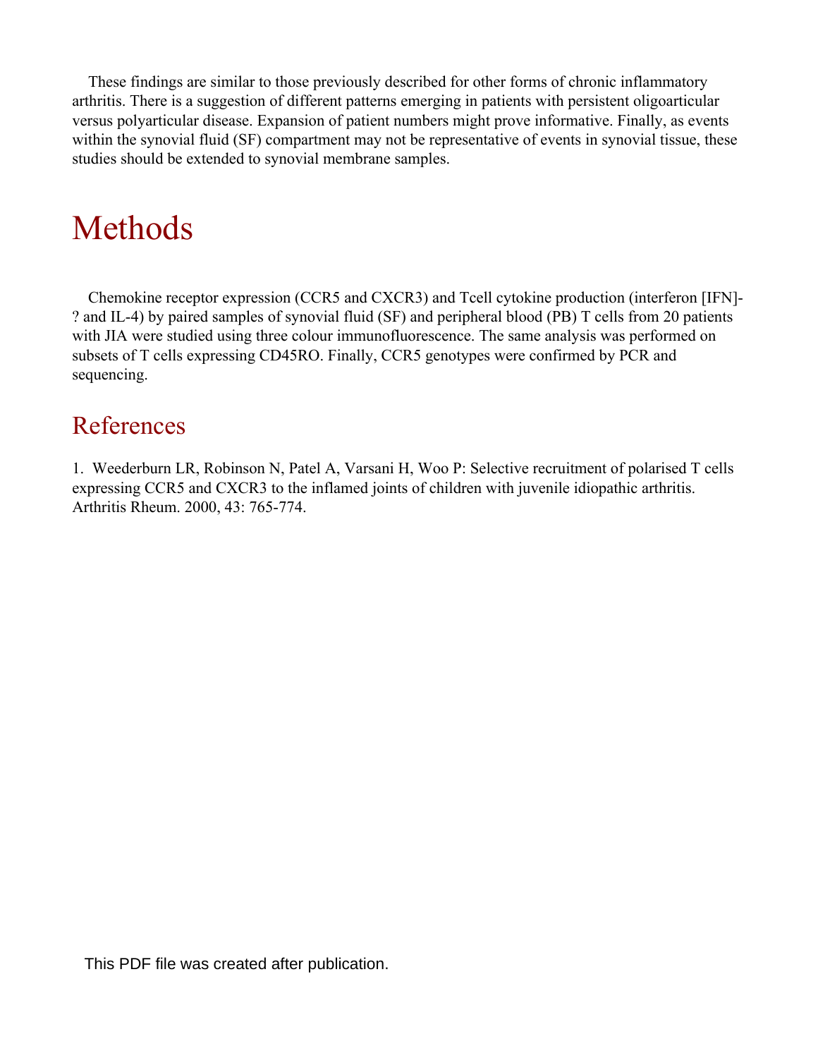These findings are similar to those previously described for other forms of chronic inflammatory arthritis. There is a suggestion of different patterns emerging in patients with persistent oligoarticular versus polyarticular disease. Expansion of patient numbers might prove informative. Finally, as events within the synovial fluid (SF) compartment may not be representative of events in synovial tissue, these studies should be extended to synovial membrane samples.

# Methods

Chemokine receptor expression (CCR5 and CXCR3) and Tcell cytokine production (interferon [IFN]-? and IL-4) by paired samples of synovial fluid (SF) and peripheral blood (PB) T cells from 20 patients with JIA were studied using three colour immunofluorescence. The same analysis was performed on subsets of T cells expressing CD45RO. Finally, CCR5 genotypes were confirmed by PCR and sequencing.

## References

1. Weederburn LR, Robinson N, Patel A, Varsani H, Woo P: Selective recruitment of polarised T cells expressing CCR5 and CXCR3 to the inflamed joints of children with juvenile idiopathic arthritis. Arthritis Rheum. 2000, 43: 765-774.

This PDF file was created after publication.